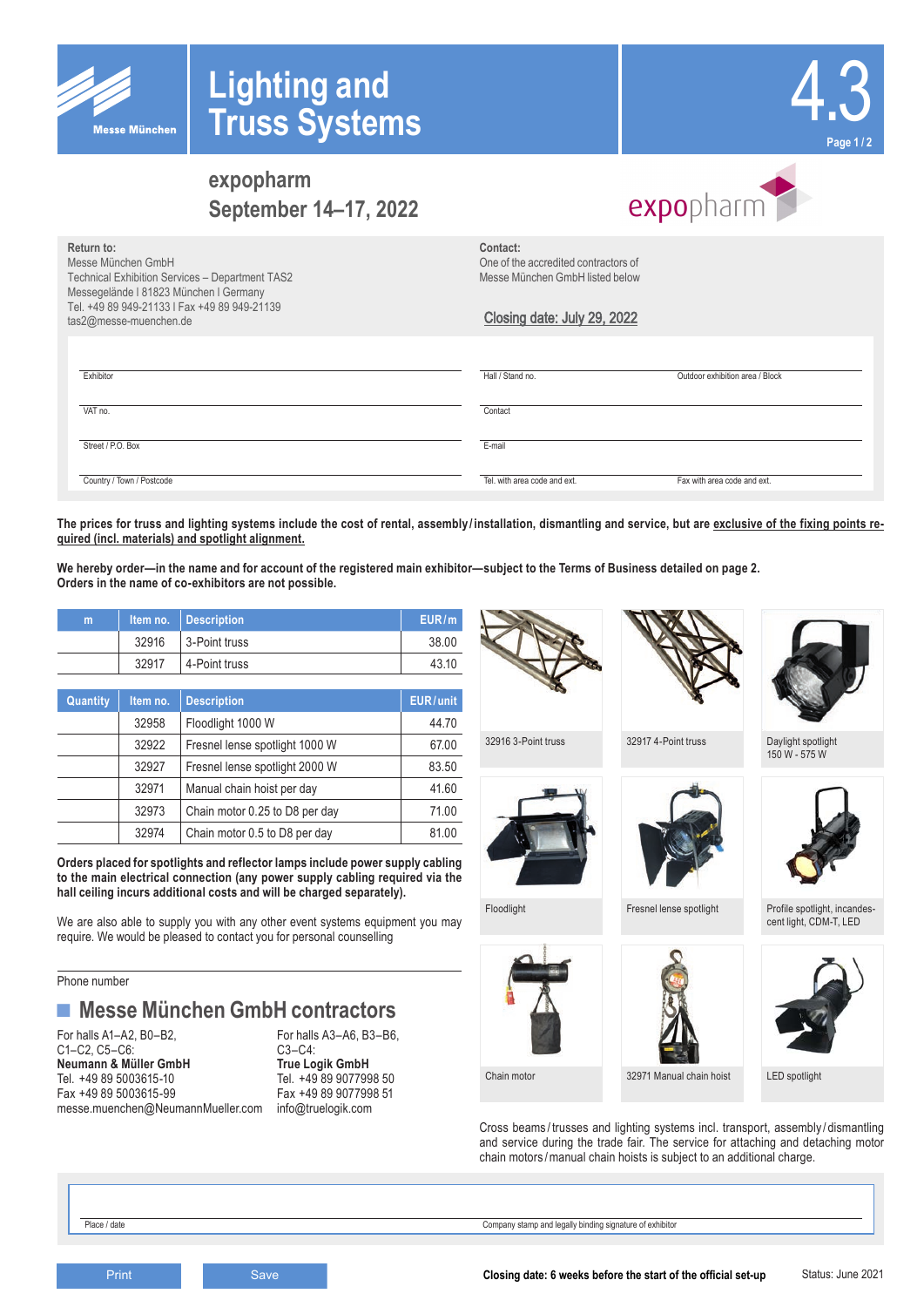Messe München

# Lighting and Truss Systems

4.3

## expopharm
## September 14–17, 2022

expopharm

**Return to:**
Messe München GmbH
Technical Exhibition Services – Department TAS2
Messegelände | 81823 München | Germany
Tel. +49 89 949-21133 | Fax +49 89 949-21139
tas2@messe-muenchen.de

**Contact:**
One of the accredited contractors of Messe München GmbH listed below

Closing date: July 29, 2022

| | | |
|---|---|---|
| Exhibitor | Hall / Stand no. | Outdoor exhibition area / Block |
| VAT no. | Contact | |
| Street / P.O. Box | E-mail | |
| Country / Town / Postcode | Tel. with area code and ext. | Fax with area code and ext. |

**The prices for truss and lighting systems include the cost of rental, assembly/installation, dismantling and service, but are exclusive of the fixing points required (incl. materials) and spotlight alignment.**

**We hereby order—in the name and for account of the registered main exhibitor—subject to the Terms of Business detailed on page 2. Orders in the name of co-exhibitors are not possible.**

| m | Item no. | Description | EUR/m |
|---|---|---|---|
| | 32916 | 3-Point truss | 38.00 |
| | 32917 | 4-Point truss | 43.10 |

| Quantity | Item no. | Description | EUR/unit |
|---|---|---|---|
| | 32958 | Floodlight 1000 W | 44.70 |
| | 32922 | Fresnel lense spotlight 1000 W | 67.00 |
| | 32927 | Fresnel lense spotlight 2000 W | 83.50 |
| | 32971 | Manual chain hoist per day | 41.60 |
| | 32973 | Chain motor 0.25 to D8 per day | 71.00 |
| | 32974 | Chain motor 0.5 to D8 per day | 81.00 |

**Orders placed for spotlights and reflector lamps include power supply cabling to the main electrical connection (any power supply cabling required via the hall ceiling incurs additional costs and will be charged separately).**

We are also able to supply you with any other event systems equipment you may require. We would be pleased to contact you for personal counselling

Phone number

## Messe München GmbH contractors

For halls A1–A2, B0–B2, C1–C2, C5–C6:
**Neumann & Müller GmbH**
Tel. +49 89 5003615-10
Fax +49 89 5003615-99
messe.muenchen@NeumannMueller.com

For halls A3–A6, B3–B6, C3–C4:
**True Logik GmbH**
Tel. +49 89 9077998 50
Fax +49 89 9077998 51
info@truelogik.com

32916 3-Point truss

32917 4-Point truss

Daylight spotlight 150 W - 575 W

Floodlight

Fresnel lense spotlight

Profile spotlight, incandescent light, CDM-T, LED

Chain motor

32971 Manual chain hoist

LED spotlight

Cross beams/trusses and lighting systems incl. transport, assembly/dismantling and service during the trade fair. The service for attaching and detaching motor chain motors/manual chain hoists is subject to an additional charge.

| | |
|---|---|
| Place / date | Company stamp and legally binding signature of exhibitor |

Print | Save

**Closing date: 6 weeks before the start of the official set-up**

Status: June 2021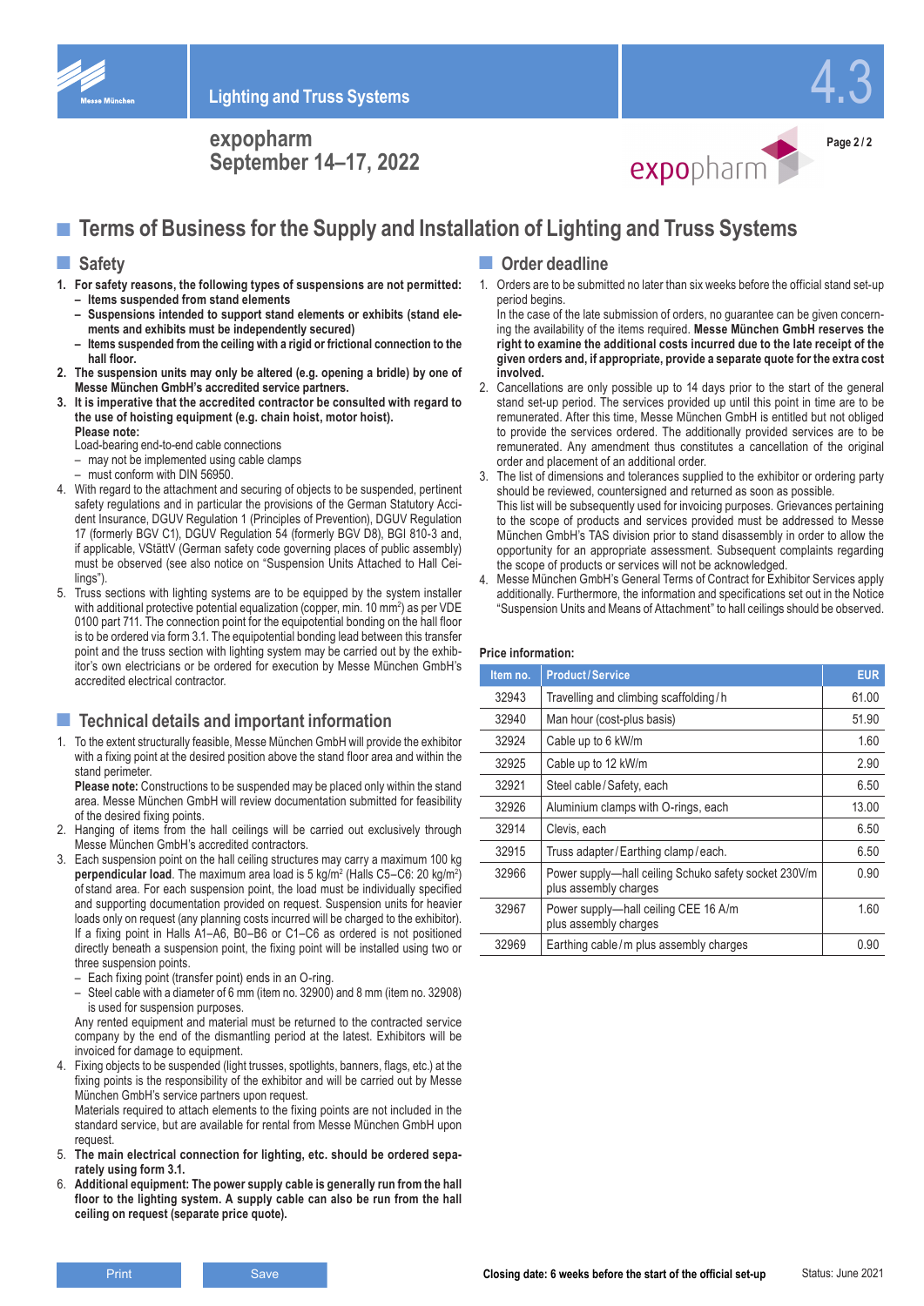# Terms of Business for the Supply and Installation of Lighting and Truss Systems

## Safety

1. **For safety reasons, the following types of suspensions are not permitted:**
   - **Items suspended from stand elements**
   - **Suspensions intended to support stand elements or exhibits (stand elements and exhibits must be independently secured)**
   - **Items suspended from the ceiling with a rigid or frictional connection to the hall floor.**
2. **The suspension units may only be altered (e.g. opening a bridle) by one of Messe München GmbH's accredited service partners.**
3. **It is imperative that the accredited contractor be consulted with regard to the use of hoisting equipment (e.g. chain hoist, motor hoist).**
   **Please note:**
   Load-bearing end-to-end cable connections
   - may not be implemented using cable clamps
   - must conform with DIN 56950.
4. With regard to the attachment and securing of objects to be suspended, pertinent safety regulations and in particular the provisions of the German Statutory Accident Insurance, DGUV Regulation 1 (Principles of Prevention), DGUV Regulation 17 (formerly BGV C1), DGUV Regulation 54 (formerly BGV D8), BGI 810-3 and, if applicable, VStättV (German safety code governing places of public assembly) must be observed (see also notice on "Suspension Units Attached to Hall Ceilings").
5. Truss sections with lighting systems are to be equipped by the system installer with additional protective potential equalization (copper, min. 10 mm$^2$) as per VDE 0100 part 711. The connection point for the equipotential bonding on the hall floor is to be ordered via form 3.1. The equipotential bonding lead between this transfer point and the truss section with lighting system may be carried out by the exhibitor's own electricians or be ordered for execution by Messe München GmbH's accredited electrical contractor.

## Technical details and important information

1. To the extent structurally feasible, Messe München GmbH will provide the exhibitor with a fixing point at the desired position above the stand floor area and within the stand perimeter.
   **Please note:** Constructions to be suspended may be placed only within the stand area. Messe München GmbH will review documentation submitted for feasibility of the desired fixing points.
2. Hanging of items from the hall ceilings will be carried out exclusively through Messe München GmbH's accredited contractors.
3. Each suspension point on the hall ceiling structures may carry a maximum 100 kg **perpendicular load**. The maximum area load is 5 kg/m$^2$ (Halls C5–C6: 20 kg/m$^2$) of stand area. For each suspension point, the load must be individually specified and supporting documentation provided on request. Suspension units for heavier loads only on request (any planning costs incurred will be charged to the exhibitor). If a fixing point in Halls A1–A6, B0–B6 or C1–C6 as ordered is not positioned directly beneath a suspension point, the fixing point will be installed using two or three suspension points.
   - Each fixing point (transfer point) ends in an O-ring.
   - Steel cable with a diameter of 6 mm (item no. 32900) and 8 mm (item no. 32908) is used for suspension purposes.

   Any rented equipment and material must be returned to the contracted service company by the end of the dismantling period at the latest. Exhibitors will be invoiced for damage to equipment.
4. Fixing objects to be suspended (light trusses, spotlights, banners, flags, etc.) at the fixing points is the responsibility of the exhibitor and will be carried out by Messe München GmbH's service partners upon request.
   Materials required to attach elements to the fixing points are not included in the standard service, but are available for rental from Messe München GmbH upon request.
5. **The main electrical connection for lighting, etc. should be ordered separately using form 3.1.**
6. **Additional equipment: The power supply cable is generally run from the hall floor to the lighting system. A supply cable can also be run from the hall ceiling on request (separate price quote).**

## Order deadline

1. Orders are to be submitted no later than six weeks before the official stand set-up period begins.
   In the case of the late submission of orders, no guarantee can be given concerning the availability of the items required. **Messe München GmbH reserves the right to examine the additional costs incurred due to the late receipt of the given orders and, if appropriate, provide a separate quote for the extra cost involved.**
2. Cancellations are only possible up to 14 days prior to the start of the general stand set-up period. The services provided up until this point in time are to be remunerated. After this time, Messe München GmbH is entitled but not obliged to provide the services ordered. The additionally provided services are to be remunerated. Any amendment thus constitutes a cancellation of the original order and placement of an additional order.
3. The list of dimensions and tolerances supplied to the exhibitor or ordering party should be reviewed, countersigned and returned as soon as possible.
   This list will be subsequently used for invoicing purposes. Grievances pertaining to the scope of products and services provided must be addressed to Messe München GmbH's TAS division prior to stand disassembly in order to allow the opportunity for an appropriate assessment. Subsequent complaints regarding the scope of products or services will not be acknowledged.
4. Messe München GmbH's General Terms of Contract for Exhibitor Services apply additionally. Furthermore, the information and specifications set out in the Notice "Suspension Units and Means of Attachment" to hall ceilings should be observed.

**Price information:**

| Item no. | Product / Service | EUR |
|---|---|---|
| 32943 | Travelling and climbing scaffolding / h | 61.00 |
| 32940 | Man hour (cost-plus basis) | 51.90 |
| 32924 | Cable up to 6 kW/m | 1.60 |
| 32925 | Cable up to 12 kW/m | 2.90 |
| 32921 | Steel cable / Safety, each | 6.50 |
| 32926 | Aluminium clamps with O-rings, each | 13.00 |
| 32914 | Clevis, each | 6.50 |
| 32915 | Truss adapter / Earthing clamp / each. | 6.50 |
| 32966 | Power supply—hall ceiling Schuko safety socket 230V/m plus assembly charges | 0.90 |
| 32967 | Power supply—hall ceiling CEE 16 A/m plus assembly charges | 1.60 |
| 32969 | Earthing cable / m plus assembly charges | 0.90 |

**Closing date: 6 weeks before the start of the official set-up**